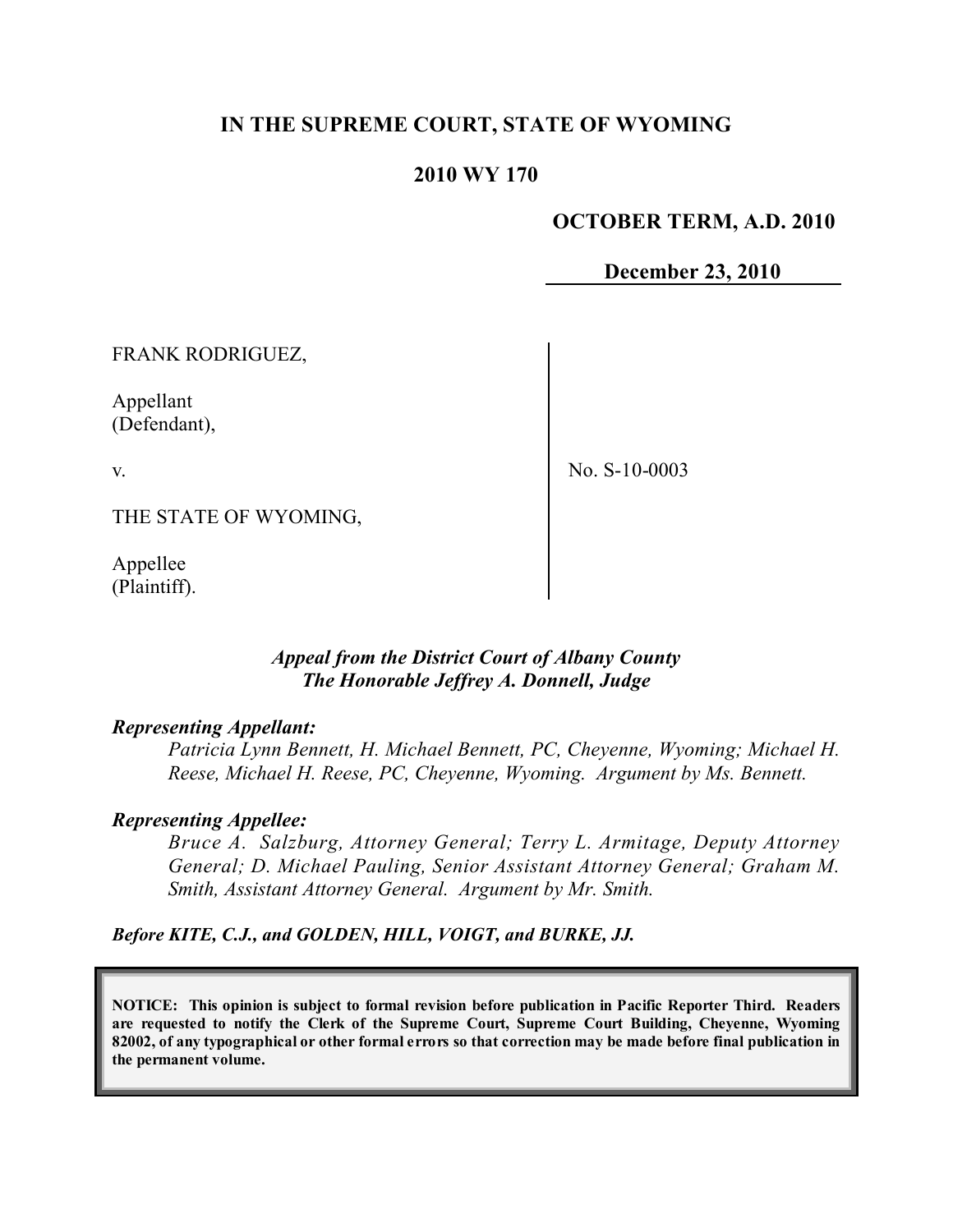# IN THE SUPREME COURT, STATE OF WYOMING

## 2010 WY 170

**OCTOBER TERM, A.D. 2010**

**December 23, 2010**

FRANK RODRIGUEZ,

Appellant
(Defendant),

v.

THE STATE OF WYOMING,

Appellee
(Plaintiff).

No. S-10-0003

*Appeal from the District Court of Albany County*
*The Honorable Jeffrey A. Donnell, Judge*

***Representing Appellant:***

*Patricia Lynn Bennett, H. Michael Bennett, PC, Cheyenne, Wyoming; Michael H. Reese, Michael H. Reese, PC, Cheyenne, Wyoming. Argument by Ms. Bennett.*

***Representing Appellee:***

*Bruce A. Salzburg, Attorney General; Terry L. Armitage, Deputy Attorney General; D. Michael Pauling, Senior Assistant Attorney General; Graham M. Smith, Assistant Attorney General. Argument by Mr. Smith.*

***Before KITE, C.J., and GOLDEN, HILL, VOIGT, and BURKE, JJ.***

**NOTICE: This opinion is subject to formal revision before publication in Pacific Reporter Third. Readers are requested to notify the Clerk of the Supreme Court, Supreme Court Building, Cheyenne, Wyoming 82002, of any typographical or other formal errors so that correction may be made before final publication in the permanent volume.**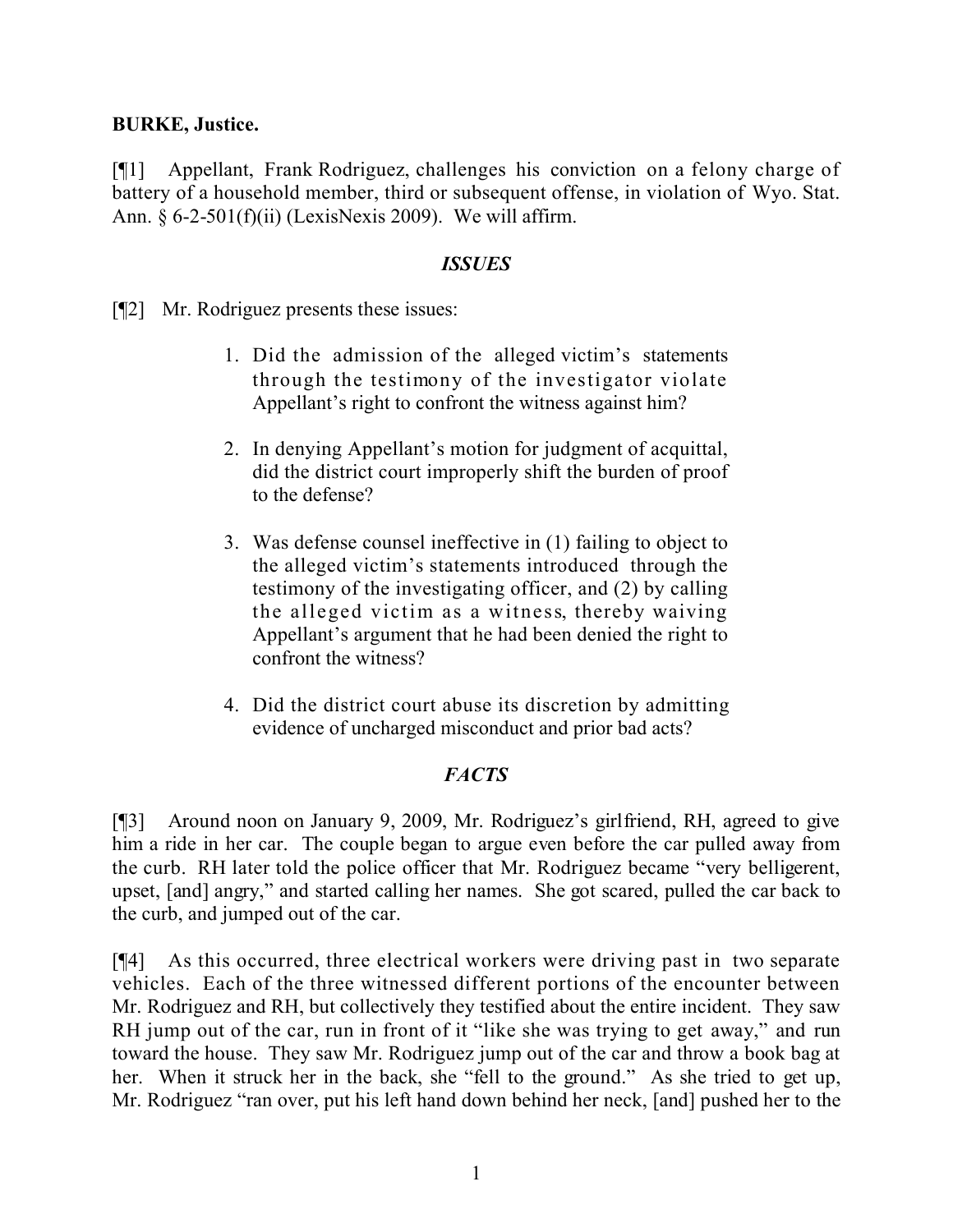**BURKE, Justice.**

[¶1] Appellant, Frank Rodriguez, challenges his conviction on a felony charge of battery of a household member, third or subsequent offense, in violation of Wyo. Stat. Ann. § 6-2-501(f)(ii) (LexisNexis 2009). We will affirm.

### *ISSUES*

[¶2] Mr. Rodriguez presents these issues:

> 1. Did the admission of the alleged victim's statements through the testimony of the investigator violate Appellant's right to confront the witness against him?
>
> 2. In denying Appellant's motion for judgment of acquittal, did the district court improperly shift the burden of proof to the defense?
>
> 3. Was defense counsel ineffective in (1) failing to object to the alleged victim's statements introduced through the testimony of the investigating officer, and (2) by calling the alleged victim as a witness, thereby waiving Appellant's argument that he had been denied the right to confront the witness?
>
> 4. Did the district court abuse its discretion by admitting evidence of uncharged misconduct and prior bad acts?

### *FACTS*

[¶3] Around noon on January 9, 2009, Mr. Rodriguez's girlfriend, RH, agreed to give him a ride in her car. The couple began to argue even before the car pulled away from the curb. RH later told the police officer that Mr. Rodriguez became "very belligerent, upset, [and] angry," and started calling her names. She got scared, pulled the car back to the curb, and jumped out of the car.

[¶4] As this occurred, three electrical workers were driving past in two separate vehicles. Each of the three witnessed different portions of the encounter between Mr. Rodriguez and RH, but collectively they testified about the entire incident. They saw RH jump out of the car, run in front of it "like she was trying to get away," and run toward the house. They saw Mr. Rodriguez jump out of the car and throw a book bag at her. When it struck her in the back, she "fell to the ground." As she tried to get up, Mr. Rodriguez "ran over, put his left hand down behind her neck, [and] pushed her to the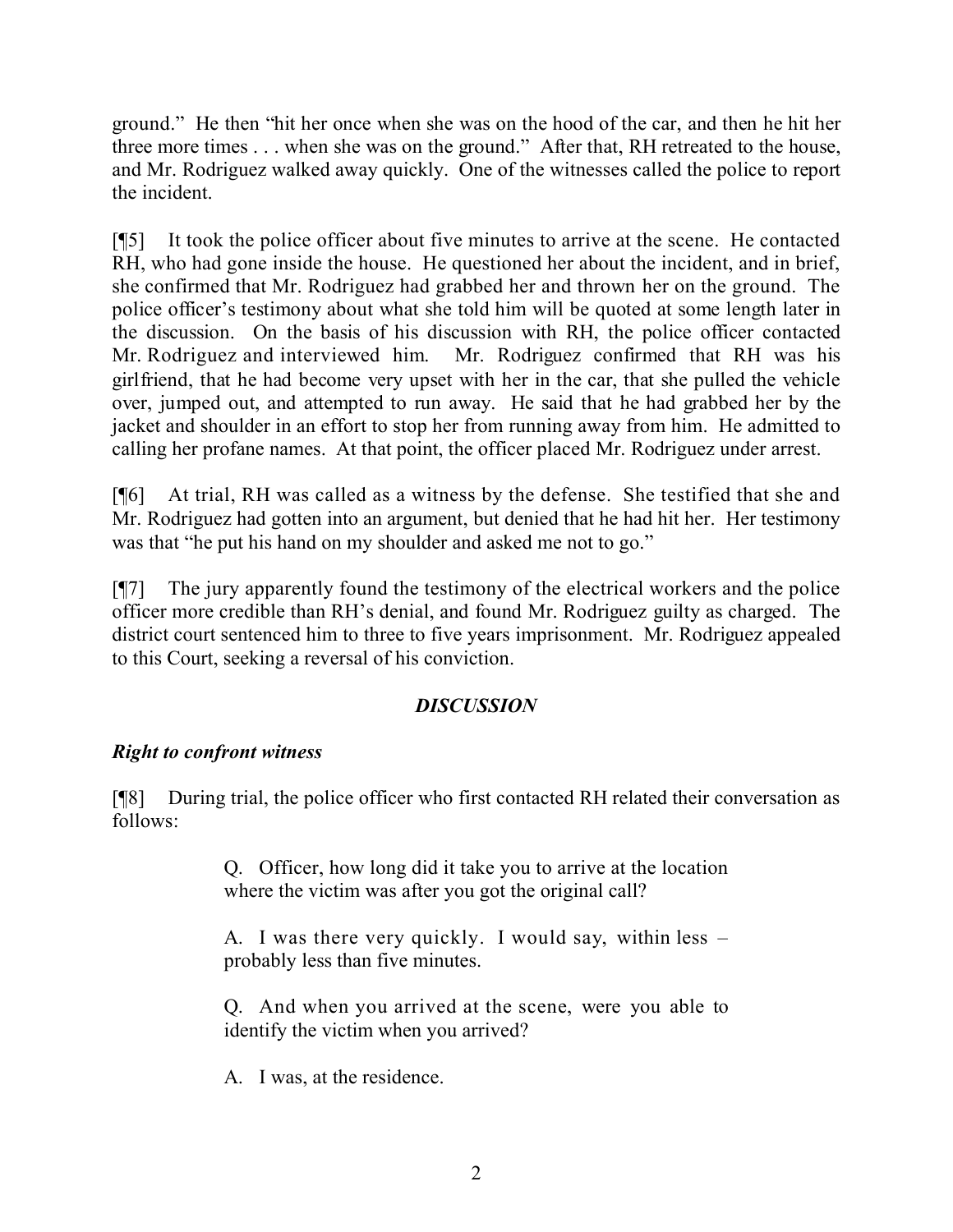ground." He then "hit her once when she was on the hood of the car, and then he hit her three more times . . . when she was on the ground." After that, RH retreated to the house, and Mr. Rodriguez walked away quickly. One of the witnesses called the police to report the incident.

[¶5] It took the police officer about five minutes to arrive at the scene. He contacted RH, who had gone inside the house. He questioned her about the incident, and in brief, she confirmed that Mr. Rodriguez had grabbed her and thrown her on the ground. The police officer's testimony about what she told him will be quoted at some length later in the discussion. On the basis of his discussion with RH, the police officer contacted Mr. Rodriguez and interviewed him. Mr. Rodriguez confirmed that RH was his girlfriend, that he had become very upset with her in the car, that she pulled the vehicle over, jumped out, and attempted to run away. He said that he had grabbed her by the jacket and shoulder in an effort to stop her from running away from him. He admitted to calling her profane names. At that point, the officer placed Mr. Rodriguez under arrest.

[¶6] At trial, RH was called as a witness by the defense. She testified that she and Mr. Rodriguez had gotten into an argument, but denied that he had hit her. Her testimony was that "he put his hand on my shoulder and asked me not to go."

[¶7] The jury apparently found the testimony of the electrical workers and the police officer more credible than RH's denial, and found Mr. Rodriguez guilty as charged. The district court sentenced him to three to five years imprisonment. Mr. Rodriguez appealed to this Court, seeking a reversal of his conviction.

## *DISCUSSION*

### *Right to confront witness*

[¶8] During trial, the police officer who first contacted RH related their conversation as follows:

> Q. Officer, how long did it take you to arrive at the location where the victim was after you got the original call?
>
> A. I was there very quickly. I would say, within less – probably less than five minutes.
>
> Q. And when you arrived at the scene, were you able to identify the victim when you arrived?
>
> A. I was, at the residence.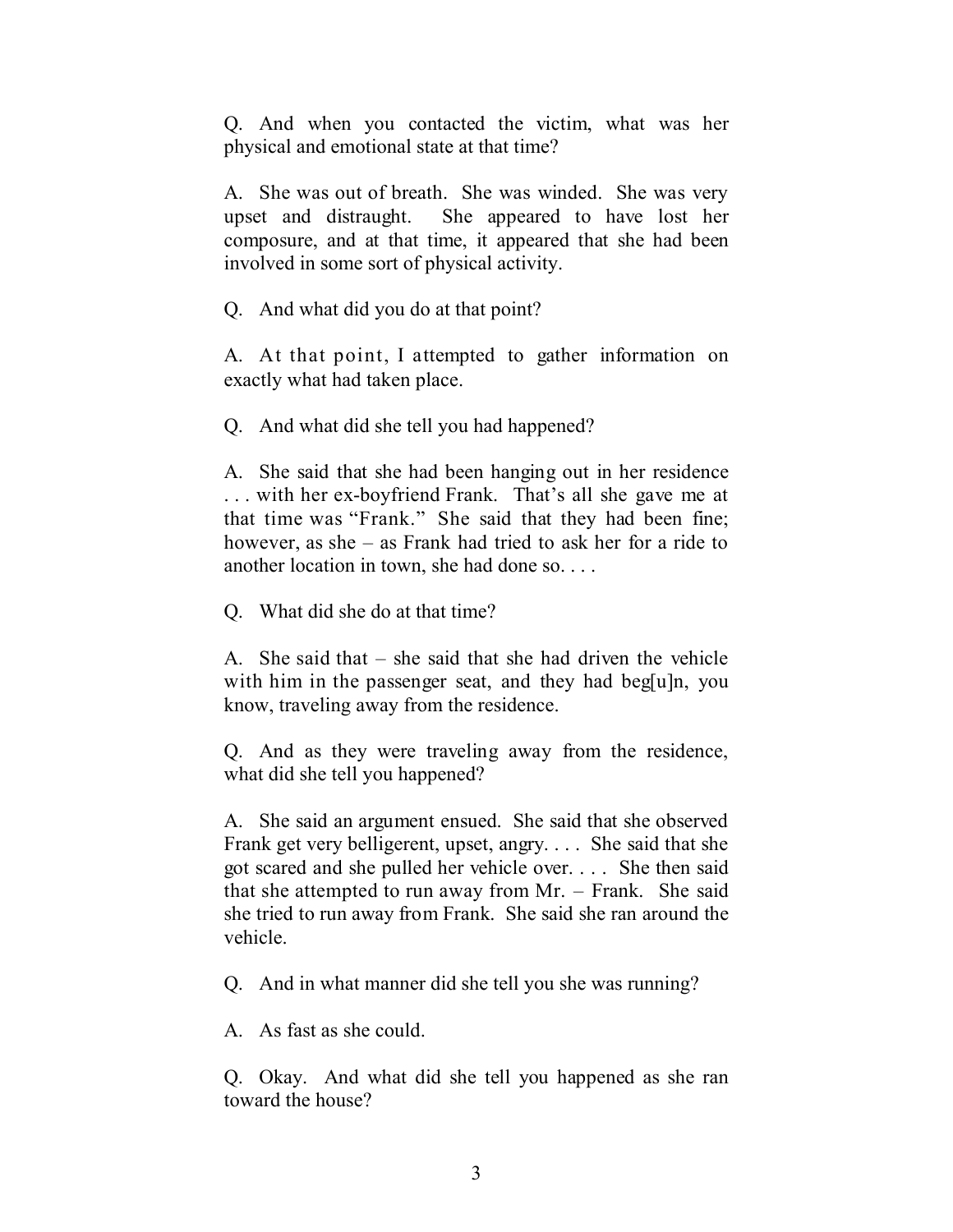Q. And when you contacted the victim, what was her physical and emotional state at that time?

A. She was out of breath. She was winded. She was very upset and distraught. She appeared to have lost her composure, and at that time, it appeared that she had been involved in some sort of physical activity.

Q. And what did you do at that point?

A. At that point, I attempted to gather information on exactly what had taken place.

Q. And what did she tell you had happened?

A. She said that she had been hanging out in her residence . . . with her ex-boyfriend Frank. That's all she gave me at that time was "Frank." She said that they had been fine; however, as she – as Frank had tried to ask her for a ride to another location in town, she had done so. . . .

Q. What did she do at that time?

A. She said that – she said that she had driven the vehicle with him in the passenger seat, and they had beg[u]n, you know, traveling away from the residence.

Q. And as they were traveling away from the residence, what did she tell you happened?

A. She said an argument ensued. She said that she observed Frank get very belligerent, upset, angry. . . . She said that she got scared and she pulled her vehicle over. . . . She then said that she attempted to run away from Mr. – Frank. She said she tried to run away from Frank. She said she ran around the vehicle.

Q. And in what manner did she tell you she was running?

A. As fast as she could.

Q. Okay. And what did she tell you happened as she ran toward the house?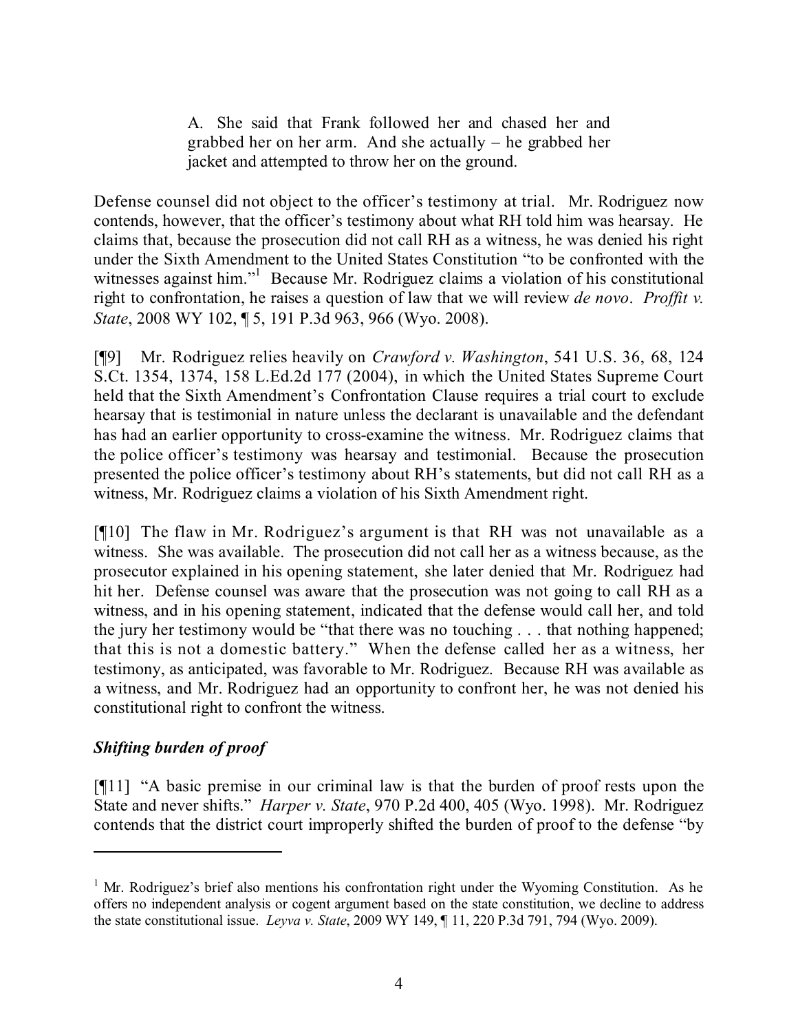> A. She said that Frank followed her and chased her and grabbed her on her arm. And she actually – he grabbed her jacket and attempted to throw her on the ground.

Defense counsel did not object to the officer's testimony at trial. Mr. Rodriguez now contends, however, that the officer's testimony about what RH told him was hearsay. He claims that, because the prosecution did not call RH as a witness, he was denied his right under the Sixth Amendment to the United States Constitution "to be confronted with the witnesses against him."[1] Because Mr. Rodriguez claims a violation of his constitutional right to confrontation, he raises a question of law that we will review *de novo*. *Proffit v. State*, 2008 WY 102, ¶ 5, 191 P.3d 963, 966 (Wyo. 2008).

[¶9] Mr. Rodriguez relies heavily on *Crawford v. Washington*, 541 U.S. 36, 68, 124 S.Ct. 1354, 1374, 158 L.Ed.2d 177 (2004), in which the United States Supreme Court held that the Sixth Amendment's Confrontation Clause requires a trial court to exclude hearsay that is testimonial in nature unless the declarant is unavailable and the defendant has had an earlier opportunity to cross-examine the witness. Mr. Rodriguez claims that the police officer's testimony was hearsay and testimonial. Because the prosecution presented the police officer's testimony about RH's statements, but did not call RH as a witness, Mr. Rodriguez claims a violation of his Sixth Amendment right.

[¶10] The flaw in Mr. Rodriguez's argument is that RH was not unavailable as a witness. She was available. The prosecution did not call her as a witness because, as the prosecutor explained in his opening statement, she later denied that Mr. Rodriguez had hit her. Defense counsel was aware that the prosecution was not going to call RH as a witness, and in his opening statement, indicated that the defense would call her, and told the jury her testimony would be "that there was no touching . . . that nothing happened; that this is not a domestic battery." When the defense called her as a witness, her testimony, as anticipated, was favorable to Mr. Rodriguez. Because RH was available as a witness, and Mr. Rodriguez had an opportunity to confront her, he was not denied his constitutional right to confront the witness.

### *Shifting burden of proof*

[¶11] "A basic premise in our criminal law is that the burden of proof rests upon the State and never shifts." *Harper v. State*, 970 P.2d 400, 405 (Wyo. 1998). Mr. Rodriguez contends that the district court improperly shifted the burden of proof to the defense "by

---

[1] Mr. Rodriguez's brief also mentions his confrontation right under the Wyoming Constitution. As he offers no independent analysis or cogent argument based on the state constitution, we decline to address the state constitutional issue. *Leyva v. State*, 2009 WY 149, ¶ 11, 220 P.3d 791, 794 (Wyo. 2009).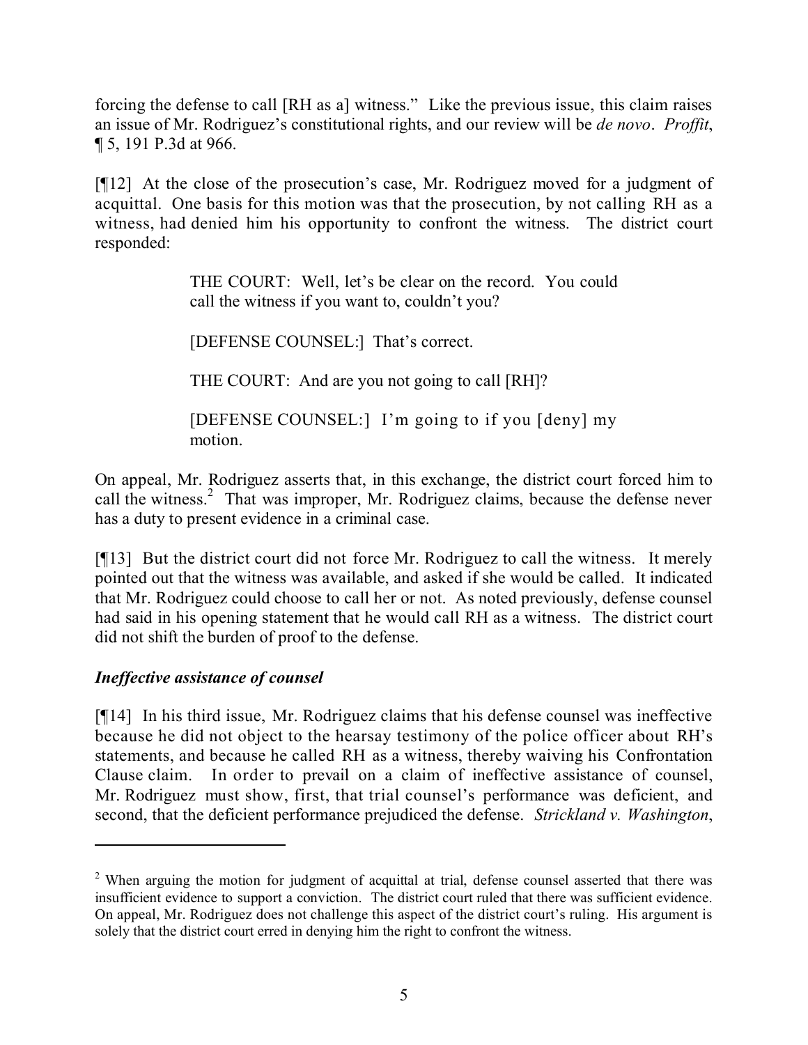forcing the defense to call [RH as a] witness." Like the previous issue, this claim raises an issue of Mr. Rodriguez's constitutional rights, and our review will be *de novo*. *Proffit*, ¶ 5, 191 P.3d at 966.

[¶12] At the close of the prosecution's case, Mr. Rodriguez moved for a judgment of acquittal. One basis for this motion was that the prosecution, by not calling RH as a witness, had denied him his opportunity to confront the witness. The district court responded:

> THE COURT: Well, let's be clear on the record. You could call the witness if you want to, couldn't you?
>
> [DEFENSE COUNSEL:] That's correct.
>
> THE COURT: And are you not going to call [RH]?
>
> [DEFENSE COUNSEL:] I'm going to if you [deny] my motion.

On appeal, Mr. Rodriguez asserts that, in this exchange, the district court forced him to call the witness.[2] That was improper, Mr. Rodriguez claims, because the defense never has a duty to present evidence in a criminal case.

[¶13] But the district court did not force Mr. Rodriguez to call the witness. It merely pointed out that the witness was available, and asked if she would be called. It indicated that Mr. Rodriguez could choose to call her or not. As noted previously, defense counsel had said in his opening statement that he would call RH as a witness. The district court did not shift the burden of proof to the defense.

### *Ineffective assistance of counsel*

[¶14] In his third issue, Mr. Rodriguez claims that his defense counsel was ineffective because he did not object to the hearsay testimony of the police officer about RH's statements, and because he called RH as a witness, thereby waiving his Confrontation Clause claim. In order to prevail on a claim of ineffective assistance of counsel, Mr. Rodriguez must show, first, that trial counsel's performance was deficient, and second, that the deficient performance prejudiced the defense. *Strickland v. Washington*,

---

[2] When arguing the motion for judgment of acquittal at trial, defense counsel asserted that there was insufficient evidence to support a conviction. The district court ruled that there was sufficient evidence. On appeal, Mr. Rodriguez does not challenge this aspect of the district court's ruling. His argument is solely that the district court erred in denying him the right to confront the witness.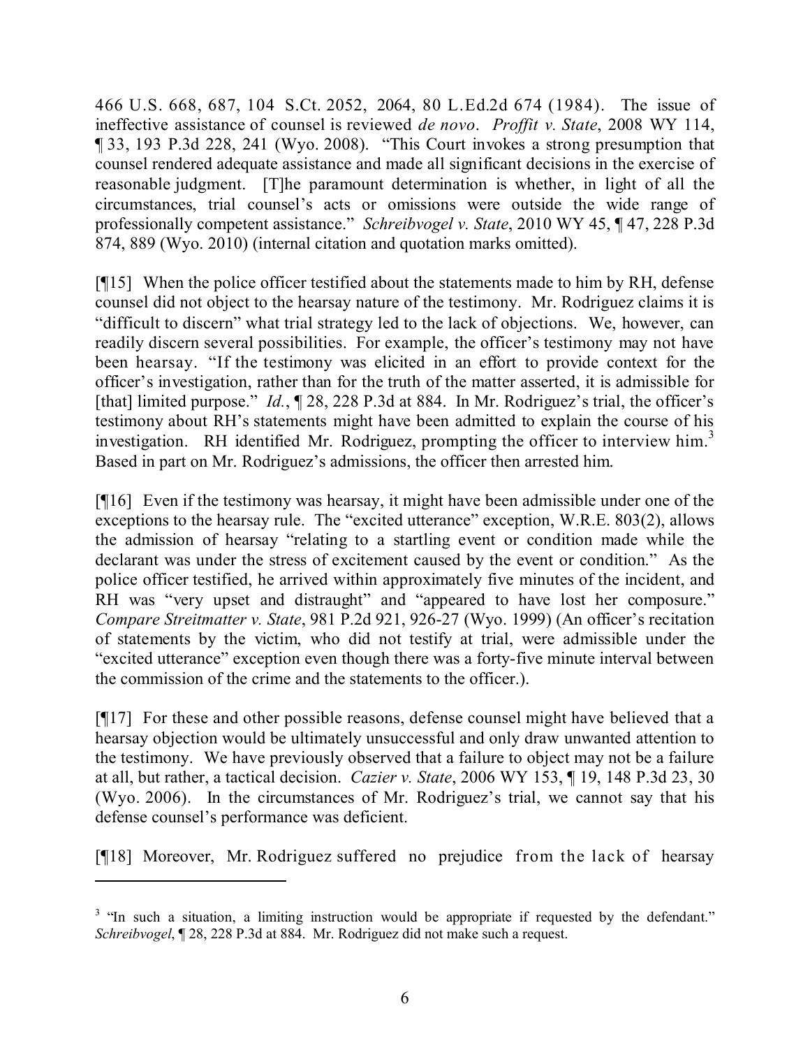466 U.S. 668, 687, 104 S.Ct. 2052, 2064, 80 L.Ed.2d 674 (1984). The issue of ineffective assistance of counsel is reviewed *de novo*. *Proffit v. State*, 2008 WY 114, ¶ 33, 193 P.3d 228, 241 (Wyo. 2008). "This Court invokes a strong presumption that counsel rendered adequate assistance and made all significant decisions in the exercise of reasonable judgment. [T]he paramount determination is whether, in light of all the circumstances, trial counsel's acts or omissions were outside the wide range of professionally competent assistance." *Schreibvogel v. State*, 2010 WY 45, ¶ 47, 228 P.3d 874, 889 (Wyo. 2010) (internal citation and quotation marks omitted).

[¶15] When the police officer testified about the statements made to him by RH, defense counsel did not object to the hearsay nature of the testimony. Mr. Rodriguez claims it is "difficult to discern" what trial strategy led to the lack of objections. We, however, can readily discern several possibilities. For example, the officer's testimony may not have been hearsay. "If the testimony was elicited in an effort to provide context for the officer's investigation, rather than for the truth of the matter asserted, it is admissible for [that] limited purpose." *Id.*, ¶ 28, 228 P.3d at 884. In Mr. Rodriguez's trial, the officer's testimony about RH's statements might have been admitted to explain the course of his investigation. RH identified Mr. Rodriguez, prompting the officer to interview him.[3] Based in part on Mr. Rodriguez's admissions, the officer then arrested him.

[¶16] Even if the testimony was hearsay, it might have been admissible under one of the exceptions to the hearsay rule. The "excited utterance" exception, W.R.E. 803(2), allows the admission of hearsay "relating to a startling event or condition made while the declarant was under the stress of excitement caused by the event or condition." As the police officer testified, he arrived within approximately five minutes of the incident, and RH was "very upset and distraught" and "appeared to have lost her composure." *Compare Streitmatter v. State*, 981 P.2d 921, 926-27 (Wyo. 1999) (An officer's recitation of statements by the victim, who did not testify at trial, were admissible under the "excited utterance" exception even though there was a forty-five minute interval between the commission of the crime and the statements to the officer.).

[¶17] For these and other possible reasons, defense counsel might have believed that a hearsay objection would be ultimately unsuccessful and only draw unwanted attention to the testimony. We have previously observed that a failure to object may not be a failure at all, but rather, a tactical decision. *Cazier v. State*, 2006 WY 153, ¶ 19, 148 P.3d 23, 30 (Wyo. 2006). In the circumstances of Mr. Rodriguez's trial, we cannot say that his defense counsel's performance was deficient.

[¶18] Moreover, Mr. Rodriguez suffered no prejudice from the lack of hearsay

---

[3] "In such a situation, a limiting instruction would be appropriate if requested by the defendant." *Schreibvogel*, ¶ 28, 228 P.3d at 884. Mr. Rodriguez did not make such a request.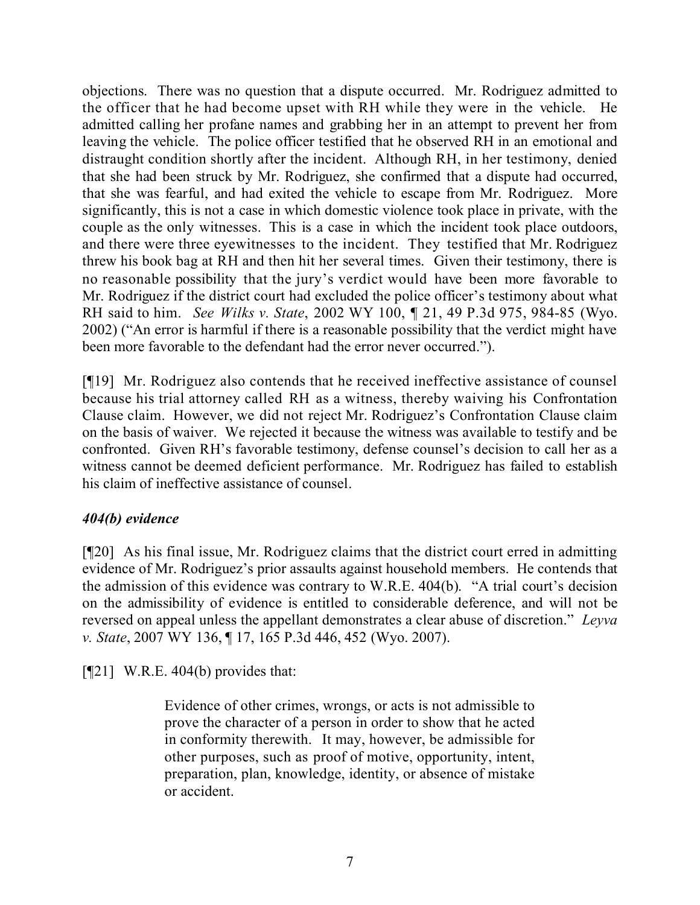objections. There was no question that a dispute occurred. Mr. Rodriguez admitted to the officer that he had become upset with RH while they were in the vehicle. He admitted calling her profane names and grabbing her in an attempt to prevent her from leaving the vehicle. The police officer testified that he observed RH in an emotional and distraught condition shortly after the incident. Although RH, in her testimony, denied that she had been struck by Mr. Rodriguez, she confirmed that a dispute had occurred, that she was fearful, and had exited the vehicle to escape from Mr. Rodriguez. More significantly, this is not a case in which domestic violence took place in private, with the couple as the only witnesses. This is a case in which the incident took place outdoors, and there were three eyewitnesses to the incident. They testified that Mr. Rodriguez threw his book bag at RH and then hit her several times. Given their testimony, there is no reasonable possibility that the jury's verdict would have been more favorable to Mr. Rodriguez if the district court had excluded the police officer's testimony about what RH said to him. *See Wilks v. State*, 2002 WY 100, ¶ 21, 49 P.3d 975, 984-85 (Wyo. 2002) ("An error is harmful if there is a reasonable possibility that the verdict might have been more favorable to the defendant had the error never occurred.").

[¶19] Mr. Rodriguez also contends that he received ineffective assistance of counsel because his trial attorney called RH as a witness, thereby waiving his Confrontation Clause claim. However, we did not reject Mr. Rodriguez's Confrontation Clause claim on the basis of waiver. We rejected it because the witness was available to testify and be confronted. Given RH's favorable testimony, defense counsel's decision to call her as a witness cannot be deemed deficient performance. Mr. Rodriguez has failed to establish his claim of ineffective assistance of counsel.

### *404(b) evidence*

[¶20] As his final issue, Mr. Rodriguez claims that the district court erred in admitting evidence of Mr. Rodriguez's prior assaults against household members. He contends that the admission of this evidence was contrary to W.R.E. 404(b). "A trial court's decision on the admissibility of evidence is entitled to considerable deference, and will not be reversed on appeal unless the appellant demonstrates a clear abuse of discretion." *Leyva v. State*, 2007 WY 136, ¶ 17, 165 P.3d 446, 452 (Wyo. 2007).

[¶21] W.R.E. 404(b) provides that:

> Evidence of other crimes, wrongs, or acts is not admissible to prove the character of a person in order to show that he acted in conformity therewith. It may, however, be admissible for other purposes, such as proof of motive, opportunity, intent, preparation, plan, knowledge, identity, or absence of mistake or accident.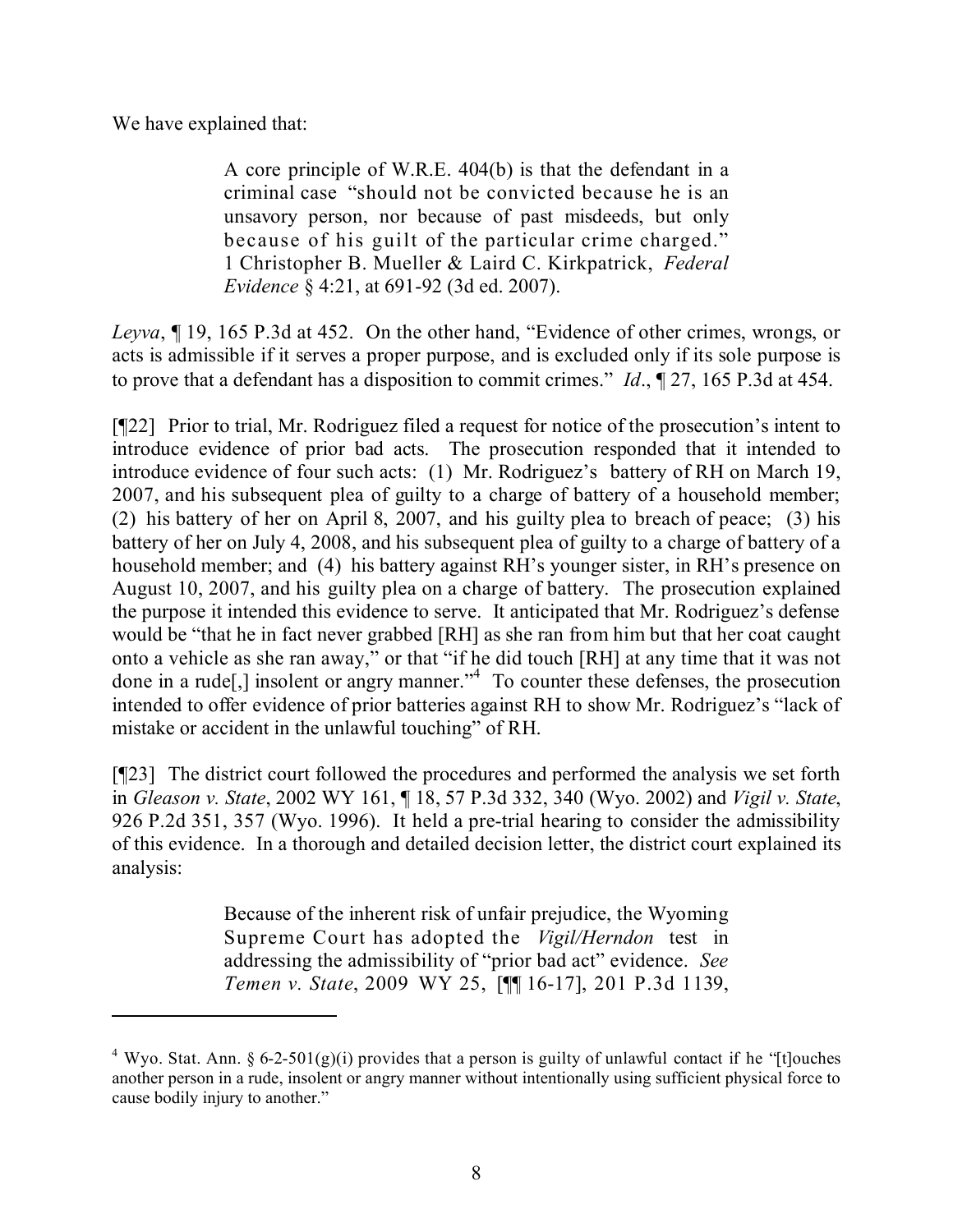We have explained that:

> A core principle of W.R.E. 404(b) is that the defendant in a criminal case "should not be convicted because he is an unsavory person, nor because of past misdeeds, but only because of his guilt of the particular crime charged." 1 Christopher B. Mueller & Laird C. Kirkpatrick, *Federal Evidence* § 4:21, at 691-92 (3d ed. 2007).

*Leyva*, ¶ 19, 165 P.3d at 452. On the other hand, "Evidence of other crimes, wrongs, or acts is admissible if it serves a proper purpose, and is excluded only if its sole purpose is to prove that a defendant has a disposition to commit crimes." *Id*., ¶ 27, 165 P.3d at 454.

[¶22] Prior to trial, Mr. Rodriguez filed a request for notice of the prosecution's intent to introduce evidence of prior bad acts. The prosecution responded that it intended to introduce evidence of four such acts: (1) Mr. Rodriguez's battery of RH on March 19, 2007, and his subsequent plea of guilty to a charge of battery of a household member; (2) his battery of her on April 8, 2007, and his guilty plea to breach of peace; (3) his battery of her on July 4, 2008, and his subsequent plea of guilty to a charge of battery of a household member; and (4) his battery against RH's younger sister, in RH's presence on August 10, 2007, and his guilty plea on a charge of battery. The prosecution explained the purpose it intended this evidence to serve. It anticipated that Mr. Rodriguez's defense would be "that he in fact never grabbed [RH] as she ran from him but that her coat caught onto a vehicle as she ran away," or that "if he did touch [RH] at any time that it was not done in a rude[,] insolent or angry manner."[4] To counter these defenses, the prosecution intended to offer evidence of prior batteries against RH to show Mr. Rodriguez's "lack of mistake or accident in the unlawful touching" of RH.

[¶23] The district court followed the procedures and performed the analysis we set forth in *Gleason v. State*, 2002 WY 161, ¶ 18, 57 P.3d 332, 340 (Wyo. 2002) and *Vigil v. State*, 926 P.2d 351, 357 (Wyo. 1996). It held a pre-trial hearing to consider the admissibility of this evidence. In a thorough and detailed decision letter, the district court explained its analysis:

> Because of the inherent risk of unfair prejudice, the Wyoming Supreme Court has adopted the *Vigil/Herndon* test in addressing the admissibility of "prior bad act" evidence. *See Temen v. State*, 2009 WY 25, [¶¶ 16-17], 201 P.3d 1139,

---

[4] Wyo. Stat. Ann. § 6-2-501(g)(i) provides that a person is guilty of unlawful contact if he "[t]ouches another person in a rude, insolent or angry manner without intentionally using sufficient physical force to cause bodily injury to another."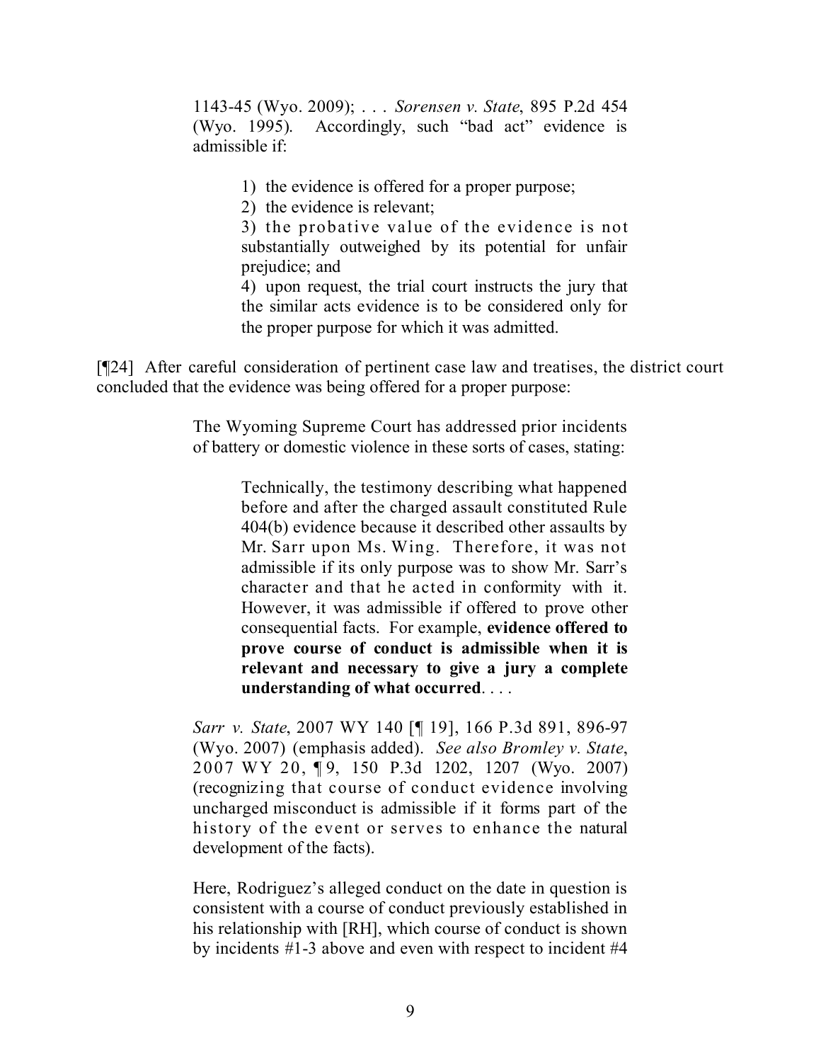> 1143-45 (Wyo. 2009); . . . *Sorensen v. State*, 895 P.2d 454 (Wyo. 1995). Accordingly, such "bad act" evidence is admissible if:
>
> > 1) the evidence is offered for a proper purpose;
> > 2) the evidence is relevant;
> > 3) the probative value of the evidence is not substantially outweighed by its potential for unfair prejudice; and
> > 4) upon request, the trial court instructs the jury that the similar acts evidence is to be considered only for the proper purpose for which it was admitted.

[¶24] After careful consideration of pertinent case law and treatises, the district court concluded that the evidence was being offered for a proper purpose:

> The Wyoming Supreme Court has addressed prior incidents of battery or domestic violence in these sorts of cases, stating:
>
> > Technically, the testimony describing what happened before and after the charged assault constituted Rule 404(b) evidence because it described other assaults by Mr. Sarr upon Ms. Wing. Therefore, it was not admissible if its only purpose was to show Mr. Sarr's character and that he acted in conformity with it. However, it was admissible if offered to prove other consequential facts. For example, **evidence offered to prove course of conduct is admissible when it is relevant and necessary to give a jury a complete understanding of what occurred**. . . .
>
> *Sarr v. State*, 2007 WY 140 [¶ 19], 166 P.3d 891, 896-97 (Wyo. 2007) (emphasis added). *See also Bromley v. State*, 2007 WY 20, ¶ 9, 150 P.3d 1202, 1207 (Wyo. 2007) (recognizing that course of conduct evidence involving uncharged misconduct is admissible if it forms part of the history of the event or serves to enhance the natural development of the facts).
>
> Here, Rodriguez's alleged conduct on the date in question is consistent with a course of conduct previously established in his relationship with [RH], which course of conduct is shown by incidents #1-3 above and even with respect to incident #4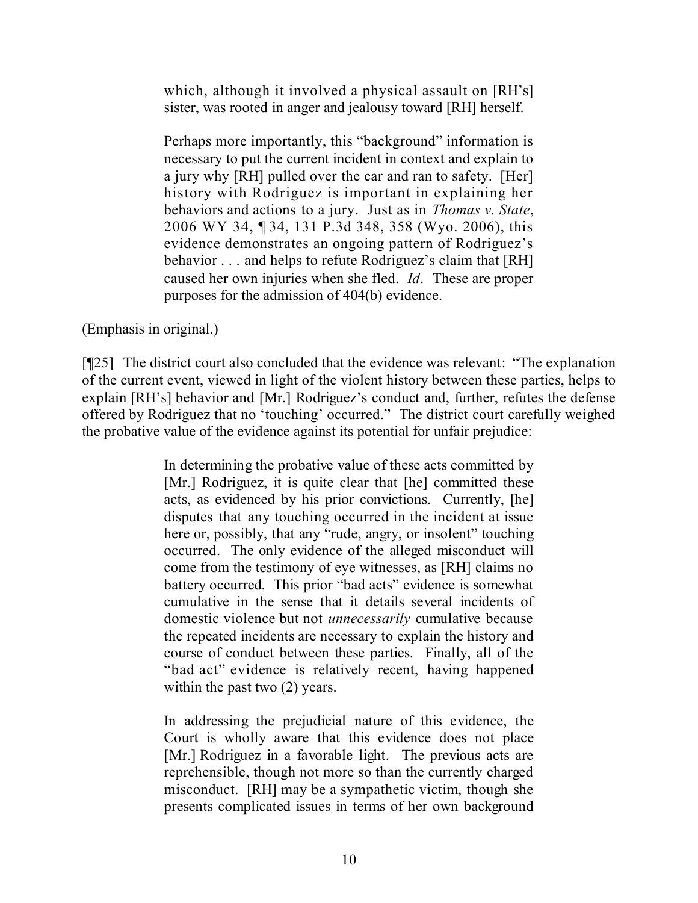> which, although it involved a physical assault on [RH's] sister, was rooted in anger and jealousy toward [RH] herself.
>
> Perhaps more importantly, this "background" information is necessary to put the current incident in context and explain to a jury why [RH] pulled over the car and ran to safety. [Her] history with Rodriguez is important in explaining her behaviors and actions to a jury. Just as in *Thomas v. State*, 2006 WY 34, ¶ 34, 131 P.3d 348, 358 (Wyo. 2006), this evidence demonstrates an ongoing pattern of Rodriguez's behavior . . . and helps to refute Rodriguez's claim that [RH] caused her own injuries when she fled. *Id*. These are proper purposes for the admission of 404(b) evidence.

(Emphasis in original.)

[¶25] The district court also concluded that the evidence was relevant: "The explanation of the current event, viewed in light of the violent history between these parties, helps to explain [RH's] behavior and [Mr.] Rodriguez's conduct and, further, refutes the defense offered by Rodriguez that no 'touching' occurred." The district court carefully weighed the probative value of the evidence against its potential for unfair prejudice:

> In determining the probative value of these acts committed by [Mr.] Rodriguez, it is quite clear that [he] committed these acts, as evidenced by his prior convictions. Currently, [he] disputes that any touching occurred in the incident at issue here or, possibly, that any "rude, angry, or insolent" touching occurred. The only evidence of the alleged misconduct will come from the testimony of eye witnesses, as [RH] claims no battery occurred. This prior "bad acts" evidence is somewhat cumulative in the sense that it details several incidents of domestic violence but not *unnecessarily* cumulative because the repeated incidents are necessary to explain the history and course of conduct between these parties. Finally, all of the "bad act" evidence is relatively recent, having happened within the past two (2) years.
>
> In addressing the prejudicial nature of this evidence, the Court is wholly aware that this evidence does not place [Mr.] Rodriguez in a favorable light. The previous acts are reprehensible, though not more so than the currently charged misconduct. [RH] may be a sympathetic victim, though she presents complicated issues in terms of her own background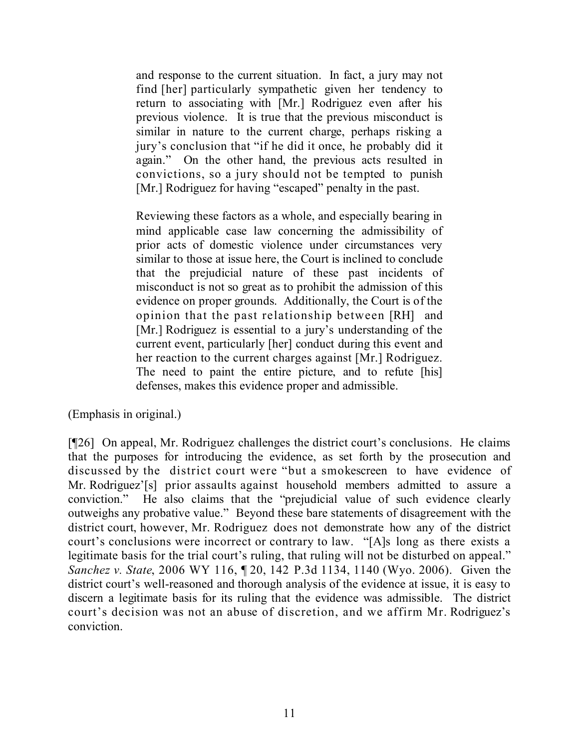> and response to the current situation. In fact, a jury may not find [her] particularly sympathetic given her tendency to return to associating with [Mr.] Rodriguez even after his previous violence. It is true that the previous misconduct is similar in nature to the current charge, perhaps risking a jury's conclusion that "if he did it once, he probably did it again." On the other hand, the previous acts resulted in convictions, so a jury should not be tempted to punish [Mr.] Rodriguez for having "escaped" penalty in the past.
>
> Reviewing these factors as a whole, and especially bearing in mind applicable case law concerning the admissibility of prior acts of domestic violence under circumstances very similar to those at issue here, the Court is inclined to conclude that the prejudicial nature of these past incidents of misconduct is not so great as to prohibit the admission of this evidence on proper grounds. Additionally, the Court is of the opinion that the past relationship between [RH] and [Mr.] Rodriguez is essential to a jury's understanding of the current event, particularly [her] conduct during this event and her reaction to the current charges against [Mr.] Rodriguez. The need to paint the entire picture, and to refute [his] defenses, makes this evidence proper and admissible.

(Emphasis in original.)

[¶26] On appeal, Mr. Rodriguez challenges the district court's conclusions. He claims that the purposes for introducing the evidence, as set forth by the prosecution and discussed by the district court were "but a smokescreen to have evidence of Mr. Rodriguez'[s] prior assaults against household members admitted to assure a conviction." He also claims that the "prejudicial value of such evidence clearly outweighs any probative value." Beyond these bare statements of disagreement with the district court, however, Mr. Rodriguez does not demonstrate how any of the district court's conclusions were incorrect or contrary to law. "[A]s long as there exists a legitimate basis for the trial court's ruling, that ruling will not be disturbed on appeal." *Sanchez v. State*, 2006 WY 116, ¶ 20, 142 P.3d 1134, 1140 (Wyo. 2006). Given the district court's well-reasoned and thorough analysis of the evidence at issue, it is easy to discern a legitimate basis for its ruling that the evidence was admissible. The district court's decision was not an abuse of discretion, and we affirm Mr. Rodriguez's conviction.